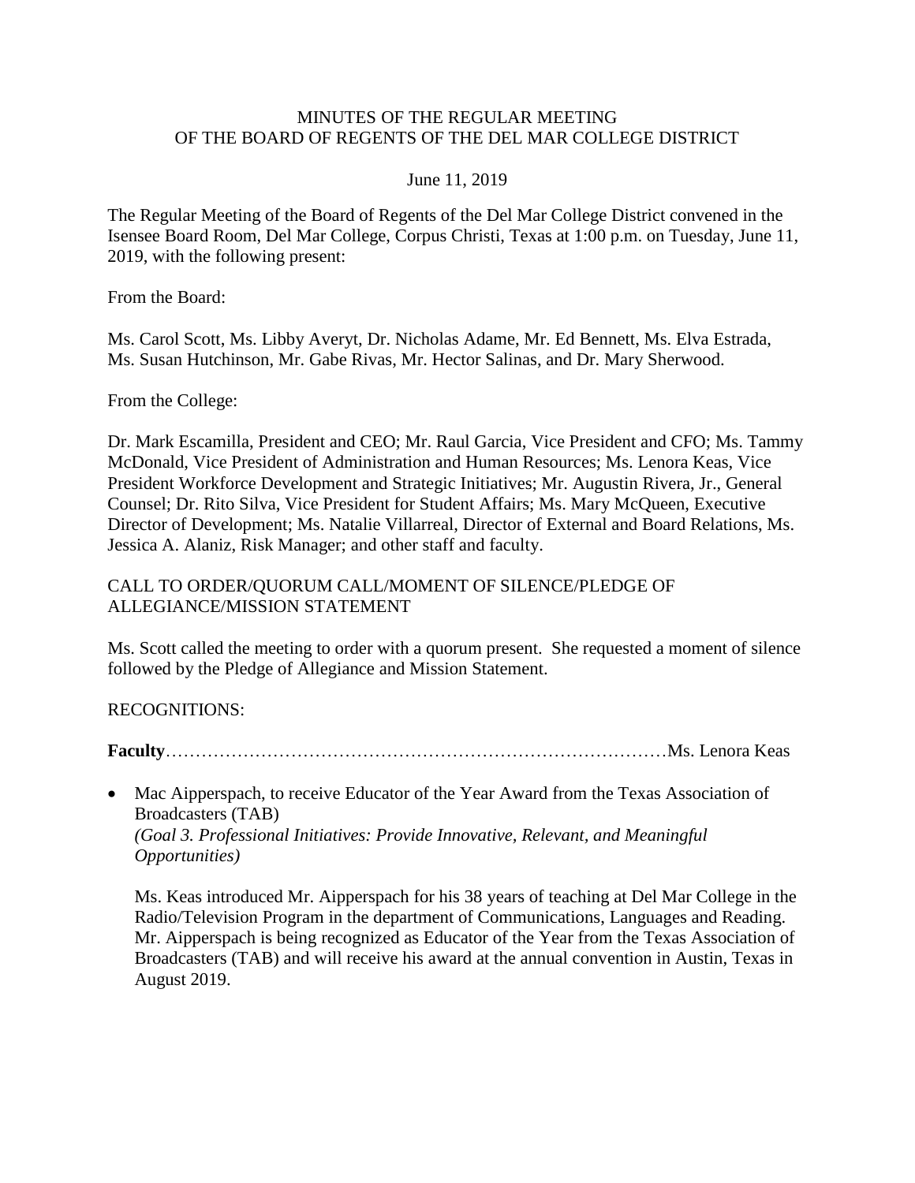MINUTES OF THE REGULAR MEETING
OF THE BOARD OF REGENTS OF THE DEL MAR COLLEGE DISTRICT

June 11, 2019

The Regular Meeting of the Board of Regents of the Del Mar College District convened in the Isensee Board Room, Del Mar College, Corpus Christi, Texas at 1:00 p.m. on Tuesday, June 11, 2019, with the following present:

From the Board:

Ms. Carol Scott, Ms. Libby Averyt, Dr. Nicholas Adame, Mr. Ed Bennett, Ms. Elva Estrada, Ms. Susan Hutchinson, Mr. Gabe Rivas, Mr. Hector Salinas, and Dr. Mary Sherwood.

From the College:

Dr. Mark Escamilla, President and CEO; Mr. Raul Garcia, Vice President and CFO; Ms. Tammy McDonald, Vice President of Administration and Human Resources; Ms. Lenora Keas, Vice President Workforce Development and Strategic Initiatives; Mr. Augustin Rivera, Jr., General Counsel; Dr. Rito Silva, Vice President for Student Affairs; Ms. Mary McQueen, Executive Director of Development; Ms. Natalie Villarreal, Director of External and Board Relations, Ms. Jessica A. Alaniz, Risk Manager; and other staff and faculty.

CALL TO ORDER/QUORUM CALL/MOMENT OF SILENCE/PLEDGE OF ALLEGIANCE/MISSION STATEMENT

Ms. Scott called the meeting to order with a quorum present. She requested a moment of silence followed by the Pledge of Allegiance and Mission Statement.

RECOGNITIONS:

**Faculty**…………………………………………………………………………Ms. Lenora Keas

- Mac Aipperspach, to receive Educator of the Year Award from the Texas Association of Broadcasters (TAB)
  *(Goal 3. Professional Initiatives: Provide Innovative, Relevant, and Meaningful Opportunities)*

  Ms. Keas introduced Mr. Aipperspach for his 38 years of teaching at Del Mar College in the Radio/Television Program in the department of Communications, Languages and Reading. Mr. Aipperspach is being recognized as Educator of the Year from the Texas Association of Broadcasters (TAB) and will receive his award at the annual convention in Austin, Texas in August 2019.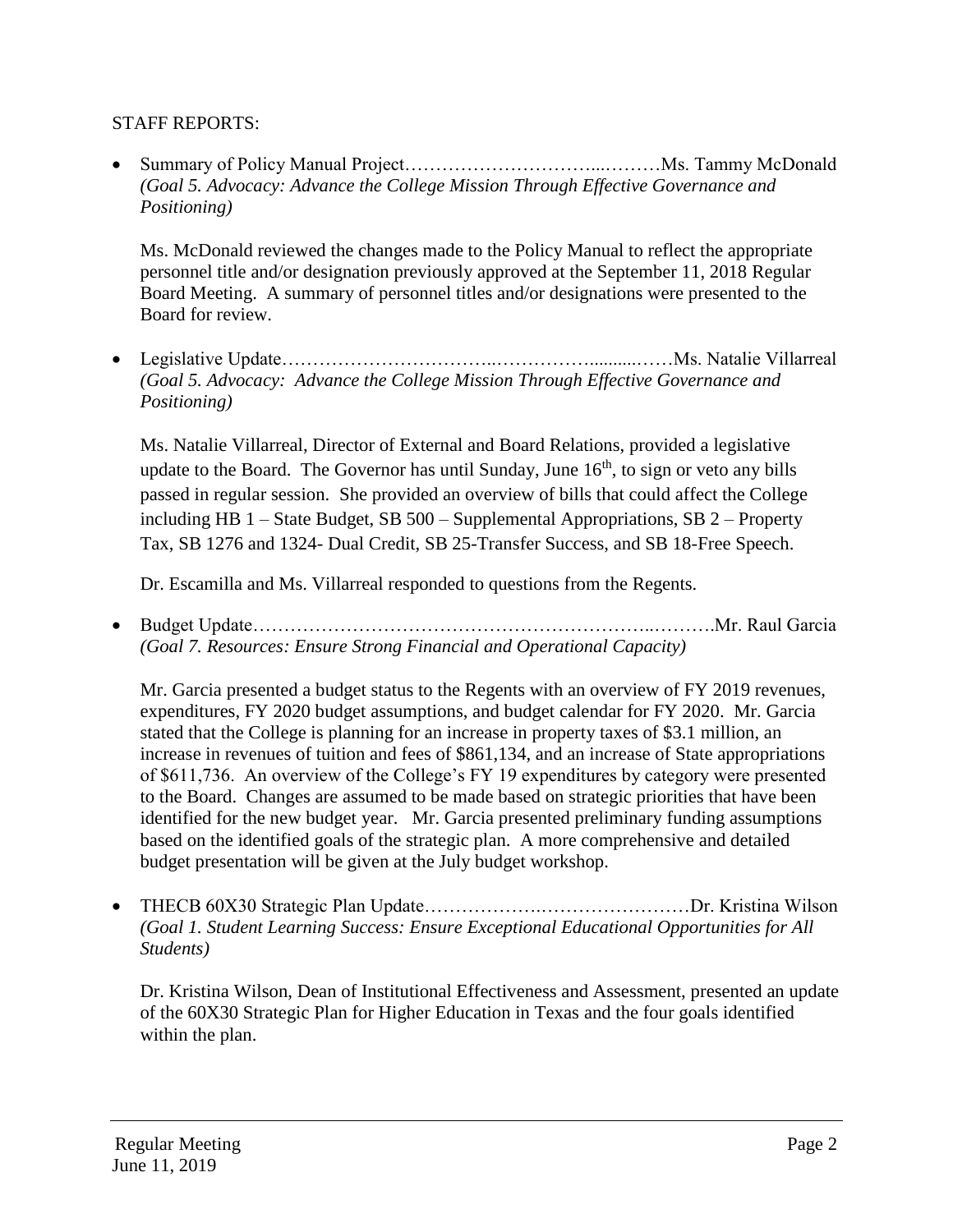STAFF REPORTS:

- Summary of Policy Manual Project…………………………...………Ms. Tammy McDonald
  *(Goal 5. Advocacy: Advance the College Mission Through Effective Governance and Positioning)*

  Ms. McDonald reviewed the changes made to the Policy Manual to reflect the appropriate personnel title and/or designation previously approved at the September 11, 2018 Regular Board Meeting. A summary of personnel titles and/or designations were presented to the Board for review.

- Legislative Update……………………………..…………….........……Ms. Natalie Villarreal
  *(Goal 5. Advocacy: Advance the College Mission Through Effective Governance and Positioning)*

  Ms. Natalie Villarreal, Director of External and Board Relations, provided a legislative update to the Board. The Governor has until Sunday, June 16th, to sign or veto any bills passed in regular session. She provided an overview of bills that could affect the College including HB 1 – State Budget, SB 500 – Supplemental Appropriations, SB 2 – Property Tax, SB 1276 and 1324- Dual Credit, SB 25-Transfer Success, and SB 18-Free Speech.

  Dr. Escamilla and Ms. Villarreal responded to questions from the Regents.

- Budget Update……………………………………………………..……….Mr. Raul Garcia
  *(Goal 7. Resources: Ensure Strong Financial and Operational Capacity)*

  Mr. Garcia presented a budget status to the Regents with an overview of FY 2019 revenues, expenditures, FY 2020 budget assumptions, and budget calendar for FY 2020. Mr. Garcia stated that the College is planning for an increase in property taxes of $3.1 million, an increase in revenues of tuition and fees of $861,134, and an increase of State appropriations of $611,736. An overview of the College's FY 19 expenditures by category were presented to the Board. Changes are assumed to be made based on strategic priorities that have been identified for the new budget year. Mr. Garcia presented preliminary funding assumptions based on the identified goals of the strategic plan. A more comprehensive and detailed budget presentation will be given at the July budget workshop.

- THECB 60X30 Strategic Plan Update……………….……………………Dr. Kristina Wilson
  *(Goal 1. Student Learning Success: Ensure Exceptional Educational Opportunities for All Students)*

  Dr. Kristina Wilson, Dean of Institutional Effectiveness and Assessment, presented an update of the 60X30 Strategic Plan for Higher Education in Texas and the four goals identified within the plan.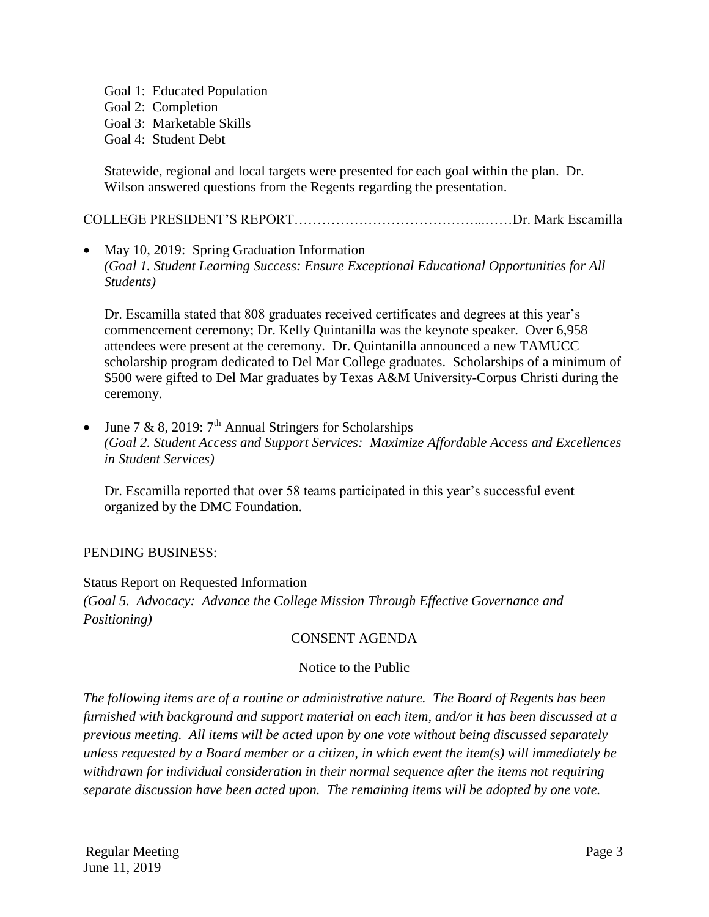Goal 1: Educated Population
Goal 2: Completion
Goal 3: Marketable Skills
Goal 4: Student Debt

Statewide, regional and local targets were presented for each goal within the plan. Dr. Wilson answered questions from the Regents regarding the presentation.

COLLEGE PRESIDENT'S REPORT…………………………………...……Dr. Mark Escamilla

- May 10, 2019: Spring Graduation Information
  *(Goal 1. Student Learning Success: Ensure Exceptional Educational Opportunities for All Students)*

  Dr. Escamilla stated that 808 graduates received certificates and degrees at this year's commencement ceremony; Dr. Kelly Quintanilla was the keynote speaker. Over 6,958 attendees were present at the ceremony. Dr. Quintanilla announced a new TAMUCC scholarship program dedicated to Del Mar College graduates. Scholarships of a minimum of $500 were gifted to Del Mar graduates by Texas A&M University-Corpus Christi during the ceremony.

- June 7 & 8, 2019: 7th Annual Stringers for Scholarships
  *(Goal 2. Student Access and Support Services: Maximize Affordable Access and Excellences in Student Services)*

  Dr. Escamilla reported that over 58 teams participated in this year's successful event organized by the DMC Foundation.

PENDING BUSINESS:

Status Report on Requested Information
*(Goal 5. Advocacy: Advance the College Mission Through Effective Governance and Positioning)*

CONSENT AGENDA

Notice to the Public

*The following items are of a routine or administrative nature. The Board of Regents has been furnished with background and support material on each item, and/or it has been discussed at a previous meeting. All items will be acted upon by one vote without being discussed separately unless requested by a Board member or a citizen, in which event the item(s) will immediately be withdrawn for individual consideration in their normal sequence after the items not requiring separate discussion have been acted upon. The remaining items will be adopted by one vote.*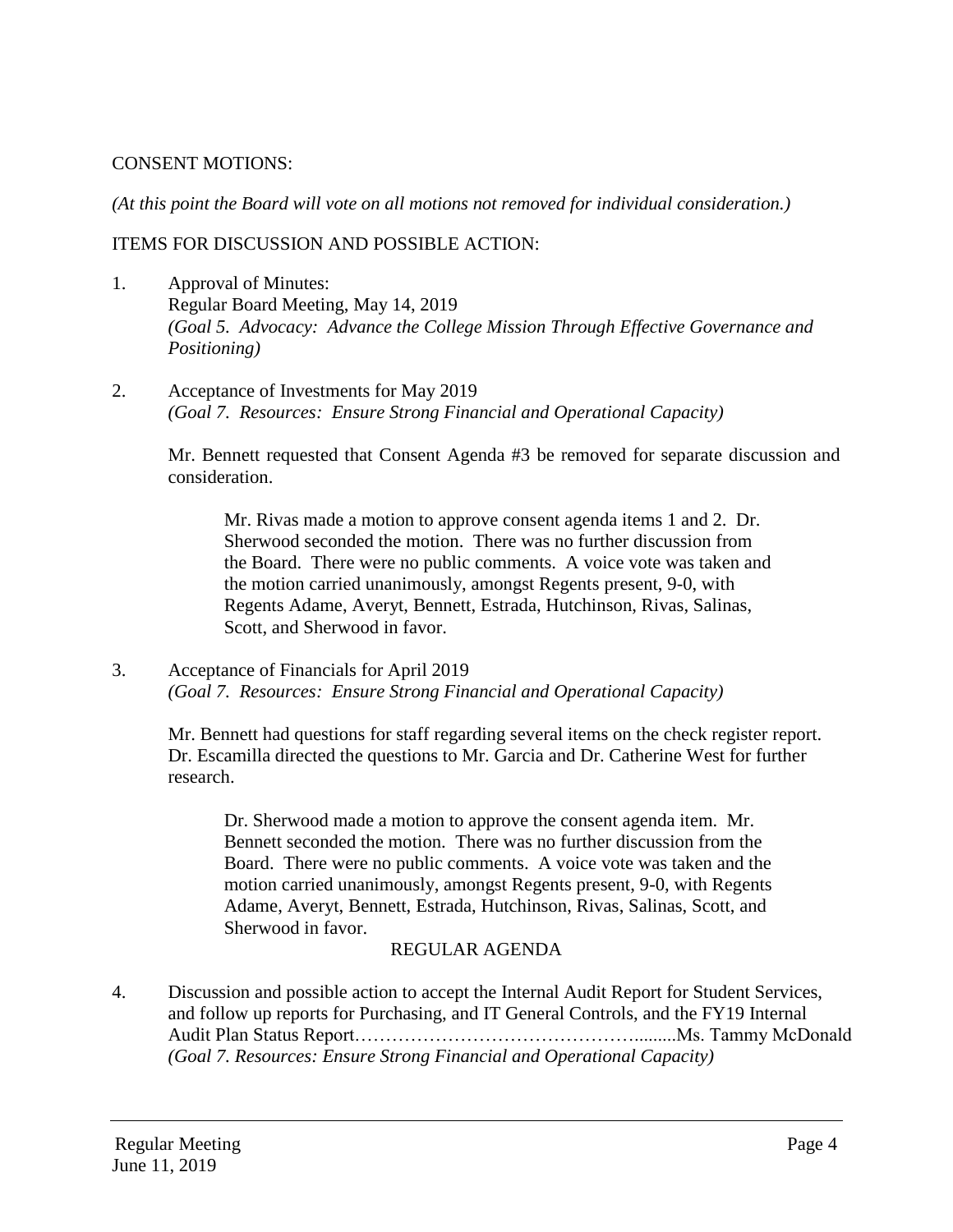CONSENT MOTIONS:

*(At this point the Board will vote on all motions not removed for individual consideration.)*

ITEMS FOR DISCUSSION AND POSSIBLE ACTION:

1. Approval of Minutes:
   Regular Board Meeting, May 14, 2019
   *(Goal 5. Advocacy: Advance the College Mission Through Effective Governance and Positioning)*

2. Acceptance of Investments for May 2019
   *(Goal 7. Resources: Ensure Strong Financial and Operational Capacity)*

   Mr. Bennett requested that Consent Agenda #3 be removed for separate discussion and consideration.

   > Mr. Rivas made a motion to approve consent agenda items 1 and 2. Dr. Sherwood seconded the motion. There was no further discussion from the Board. There were no public comments. A voice vote was taken and the motion carried unanimously, amongst Regents present, 9-0, with Regents Adame, Averyt, Bennett, Estrada, Hutchinson, Rivas, Salinas, Scott, and Sherwood in favor.

3. Acceptance of Financials for April 2019
   *(Goal 7. Resources: Ensure Strong Financial and Operational Capacity)*

   Mr. Bennett had questions for staff regarding several items on the check register report. Dr. Escamilla directed the questions to Mr. Garcia and Dr. Catherine West for further research.

   > Dr. Sherwood made a motion to approve the consent agenda item. Mr. Bennett seconded the motion. There was no further discussion from the Board. There were no public comments. A voice vote was taken and the motion carried unanimously, amongst Regents present, 9-0, with Regents Adame, Averyt, Bennett, Estrada, Hutchinson, Rivas, Salinas, Scott, and Sherwood in favor.

## REGULAR AGENDA

4. Discussion and possible action to accept the Internal Audit Report for Student Services, and follow up reports for Purchasing, and IT General Controls, and the FY19 Internal Audit Plan Status Report……………………………………........Ms. Tammy McDonald
   *(Goal 7. Resources: Ensure Strong Financial and Operational Capacity)*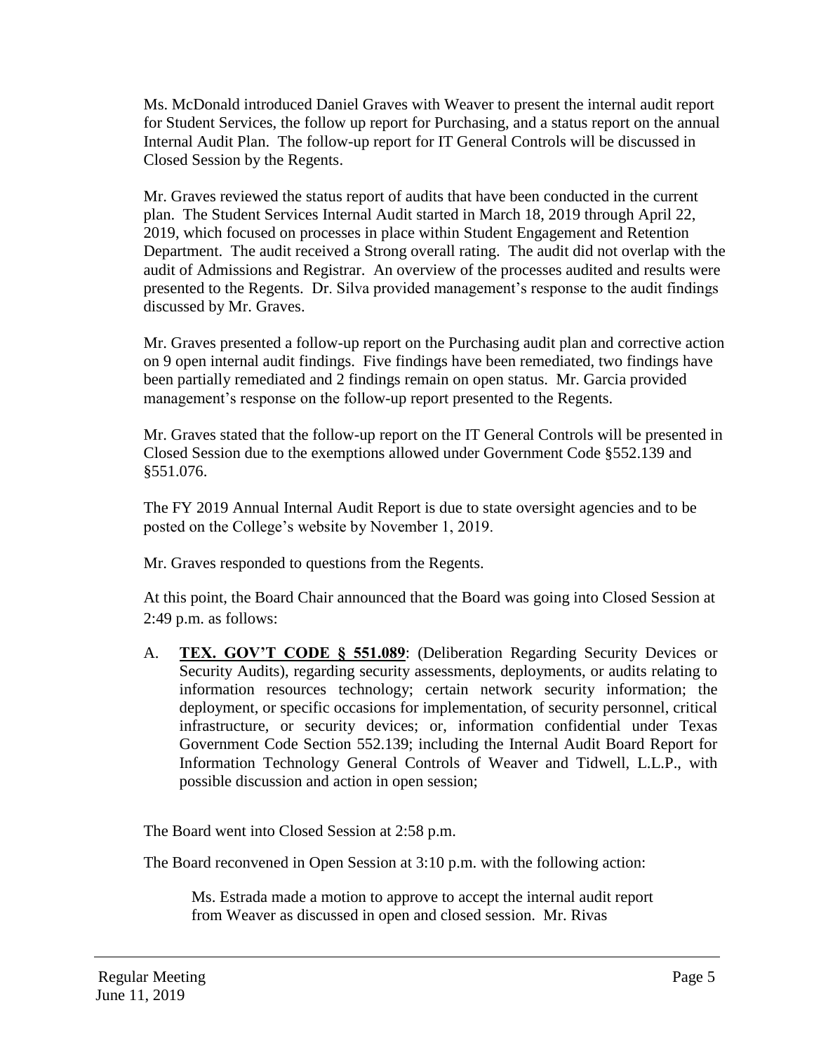Ms. McDonald introduced Daniel Graves with Weaver to present the internal audit report for Student Services, the follow up report for Purchasing, and a status report on the annual Internal Audit Plan. The follow-up report for IT General Controls will be discussed in Closed Session by the Regents.

Mr. Graves reviewed the status report of audits that have been conducted in the current plan. The Student Services Internal Audit started in March 18, 2019 through April 22, 2019, which focused on processes in place within Student Engagement and Retention Department. The audit received a Strong overall rating. The audit did not overlap with the audit of Admissions and Registrar. An overview of the processes audited and results were presented to the Regents. Dr. Silva provided management's response to the audit findings discussed by Mr. Graves.

Mr. Graves presented a follow-up report on the Purchasing audit plan and corrective action on 9 open internal audit findings. Five findings have been remediated, two findings have been partially remediated and 2 findings remain on open status. Mr. Garcia provided management's response on the follow-up report presented to the Regents.

Mr. Graves stated that the follow-up report on the IT General Controls will be presented in Closed Session due to the exemptions allowed under Government Code §552.139 and §551.076.

The FY 2019 Annual Internal Audit Report is due to state oversight agencies and to be posted on the College's website by November 1, 2019.

Mr. Graves responded to questions from the Regents.

At this point, the Board Chair announced that the Board was going into Closed Session at 2:49 p.m. as follows:

A. **TEX. GOV'T CODE § 551.089**: (Deliberation Regarding Security Devices or Security Audits), regarding security assessments, deployments, or audits relating to information resources technology; certain network security information; the deployment, or specific occasions for implementation, of security personnel, critical infrastructure, or security devices; or, information confidential under Texas Government Code Section 552.139; including the Internal Audit Board Report for Information Technology General Controls of Weaver and Tidwell, L.L.P., with possible discussion and action in open session;

The Board went into Closed Session at 2:58 p.m.

The Board reconvened in Open Session at 3:10 p.m. with the following action:

> Ms. Estrada made a motion to approve to accept the internal audit report from Weaver as discussed in open and closed session. Mr. Rivas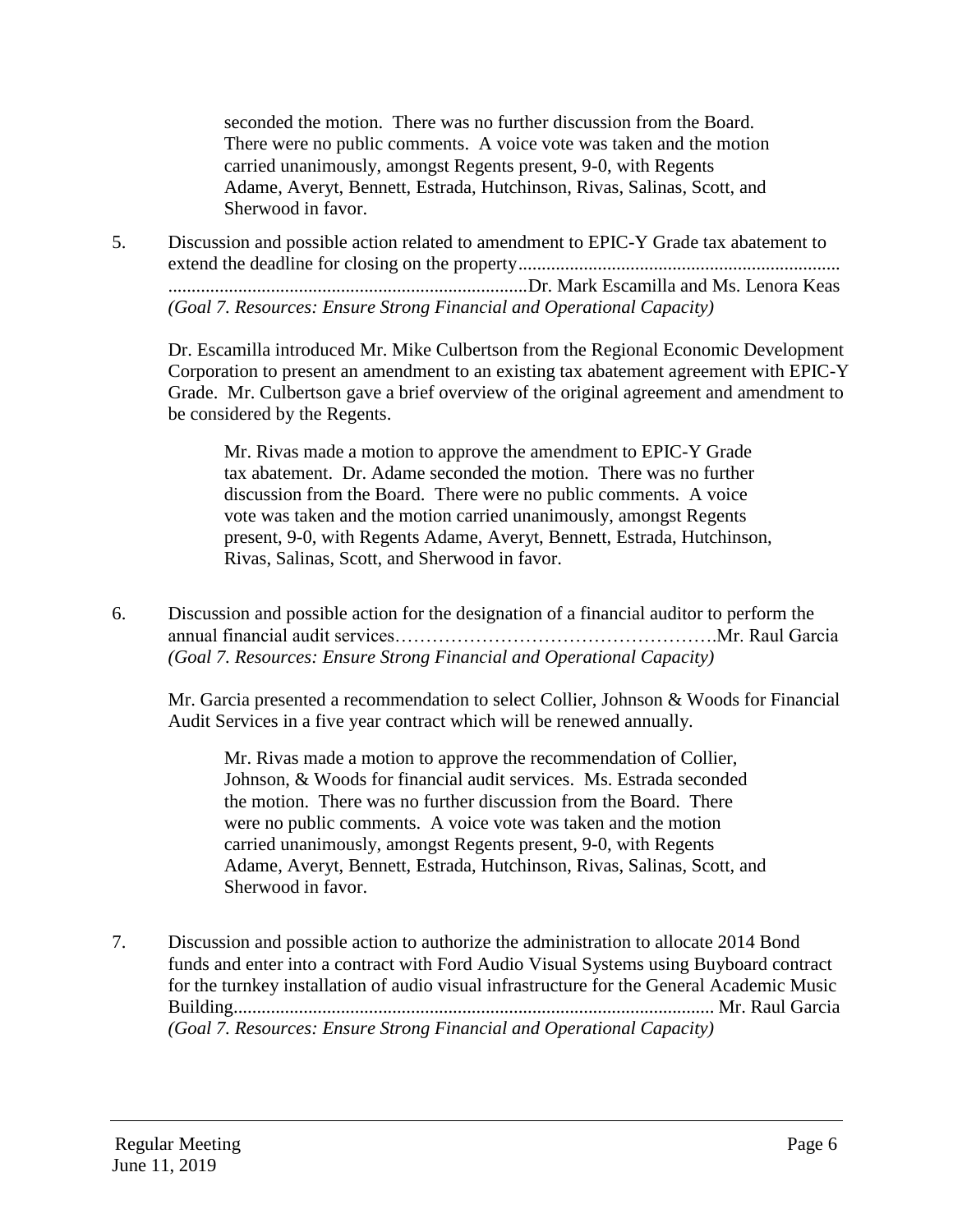seconded the motion. There was no further discussion from the Board. There were no public comments. A voice vote was taken and the motion carried unanimously, amongst Regents present, 9-0, with Regents Adame, Averyt, Bennett, Estrada, Hutchinson, Rivas, Salinas, Scott, and Sherwood in favor.

5. Discussion and possible action related to amendment to EPIC-Y Grade tax abatement to extend the deadline for closing on the property.....................................................................................................................................................Dr. Mark Escamilla and Ms. Lenora Keas
*(Goal 7. Resources: Ensure Strong Financial and Operational Capacity)*

Dr. Escamilla introduced Mr. Mike Culbertson from the Regional Economic Development Corporation to present an amendment to an existing tax abatement agreement with EPIC-Y Grade. Mr. Culbertson gave a brief overview of the original agreement and amendment to be considered by the Regents.

> Mr. Rivas made a motion to approve the amendment to EPIC-Y Grade tax abatement. Dr. Adame seconded the motion. There was no further discussion from the Board. There were no public comments. A voice vote was taken and the motion carried unanimously, amongst Regents present, 9-0, with Regents Adame, Averyt, Bennett, Estrada, Hutchinson, Rivas, Salinas, Scott, and Sherwood in favor.

6. Discussion and possible action for the designation of a financial auditor to perform the annual financial audit services…………………………………………….Mr. Raul Garcia
*(Goal 7. Resources: Ensure Strong Financial and Operational Capacity)*

Mr. Garcia presented a recommendation to select Collier, Johnson & Woods for Financial Audit Services in a five year contract which will be renewed annually.

> Mr. Rivas made a motion to approve the recommendation of Collier, Johnson, & Woods for financial audit services. Ms. Estrada seconded the motion. There was no further discussion from the Board. There were no public comments. A voice vote was taken and the motion carried unanimously, amongst Regents present, 9-0, with Regents Adame, Averyt, Bennett, Estrada, Hutchinson, Rivas, Salinas, Scott, and Sherwood in favor.

7. Discussion and possible action to authorize the administration to allocate 2014 Bond funds and enter into a contract with Ford Audio Visual Systems using Buyboard contract for the turnkey installation of audio visual infrastructure for the General Academic Music Building....................................................................................................... Mr. Raul Garcia
*(Goal 7. Resources: Ensure Strong Financial and Operational Capacity)*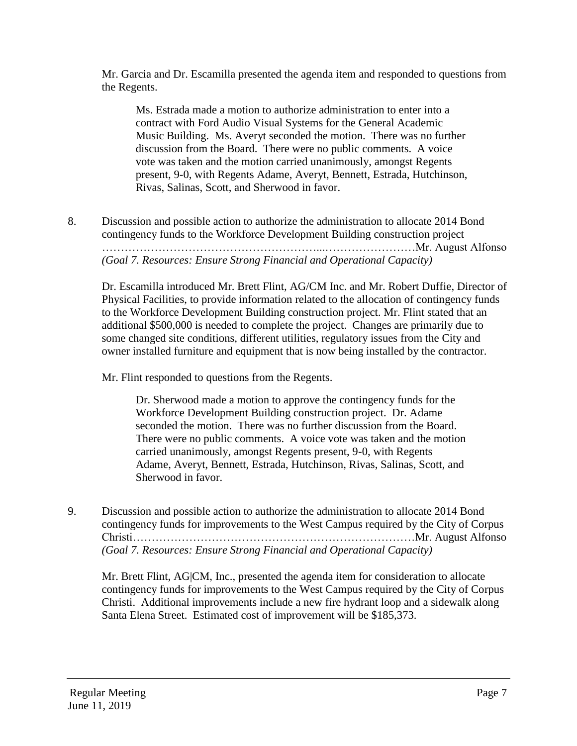Mr. Garcia and Dr. Escamilla presented the agenda item and responded to questions from the Regents.

> Ms. Estrada made a motion to authorize administration to enter into a contract with Ford Audio Visual Systems for the General Academic Music Building. Ms. Averyt seconded the motion. There was no further discussion from the Board. There were no public comments. A voice vote was taken and the motion carried unanimously, amongst Regents present, 9-0, with Regents Adame, Averyt, Bennett, Estrada, Hutchinson, Rivas, Salinas, Scott, and Sherwood in favor.

8. Discussion and possible action to authorize the administration to allocate 2014 Bond contingency funds to the Workforce Development Building construction project ……………………………………………...……………………Mr. August Alfonso
*(Goal 7. Resources: Ensure Strong Financial and Operational Capacity)*

   Dr. Escamilla introduced Mr. Brett Flint, AG/CM Inc. and Mr. Robert Duffie, Director of Physical Facilities, to provide information related to the allocation of contingency funds to the Workforce Development Building construction project. Mr. Flint stated that an additional $500,000 is needed to complete the project. Changes are primarily due to some changed site conditions, different utilities, regulatory issues from the City and owner installed furniture and equipment that is now being installed by the contractor.

   Mr. Flint responded to questions from the Regents.

   > Dr. Sherwood made a motion to approve the contingency funds for the Workforce Development Building construction project. Dr. Adame seconded the motion. There was no further discussion from the Board. There were no public comments. A voice vote was taken and the motion carried unanimously, amongst Regents present, 9-0, with Regents Adame, Averyt, Bennett, Estrada, Hutchinson, Rivas, Salinas, Scott, and Sherwood in favor.

9. Discussion and possible action to authorize the administration to allocate 2014 Bond contingency funds for improvements to the West Campus required by the City of Corpus Christi………………………………………………………………Mr. August Alfonso
*(Goal 7. Resources: Ensure Strong Financial and Operational Capacity)*

   Mr. Brett Flint, AG|CM, Inc., presented the agenda item for consideration to allocate contingency funds for improvements to the West Campus required by the City of Corpus Christi. Additional improvements include a new fire hydrant loop and a sidewalk along Santa Elena Street. Estimated cost of improvement will be $185,373.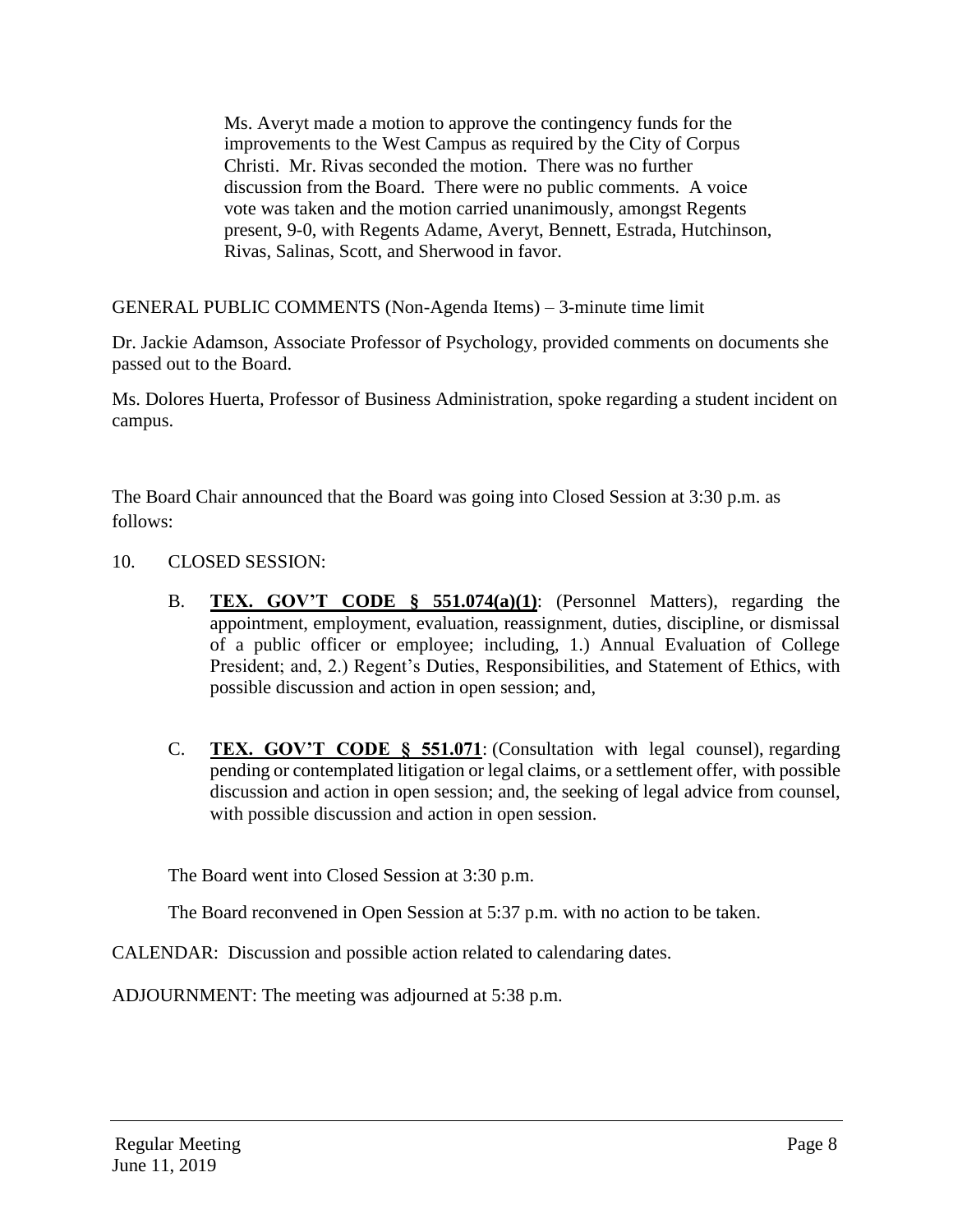Ms. Averyt made a motion to approve the contingency funds for the improvements to the West Campus as required by the City of Corpus Christi. Mr. Rivas seconded the motion. There was no further discussion from the Board. There were no public comments. A voice vote was taken and the motion carried unanimously, amongst Regents present, 9-0, with Regents Adame, Averyt, Bennett, Estrada, Hutchinson, Rivas, Salinas, Scott, and Sherwood in favor.

GENERAL PUBLIC COMMENTS (Non-Agenda Items) – 3-minute time limit

Dr. Jackie Adamson, Associate Professor of Psychology, provided comments on documents she passed out to the Board.

Ms. Dolores Huerta, Professor of Business Administration, spoke regarding a student incident on campus.

The Board Chair announced that the Board was going into Closed Session at 3:30 p.m. as follows:

10. CLOSED SESSION:

   B. **TEX. GOV'T CODE § 551.074(a)(1)**: (Personnel Matters), regarding the appointment, employment, evaluation, reassignment, duties, discipline, or dismissal of a public officer or employee; including, 1.) Annual Evaluation of College President; and, 2.) Regent's Duties, Responsibilities, and Statement of Ethics, with possible discussion and action in open session; and,

   C. **TEX. GOV'T CODE § 551.071**: (Consultation with legal counsel), regarding pending or contemplated litigation or legal claims, or a settlement offer, with possible discussion and action in open session; and, the seeking of legal advice from counsel, with possible discussion and action in open session.

   The Board went into Closed Session at 3:30 p.m.

   The Board reconvened in Open Session at 5:37 p.m. with no action to be taken.

CALENDAR: Discussion and possible action related to calendaring dates.

ADJOURNMENT: The meeting was adjourned at 5:38 p.m.